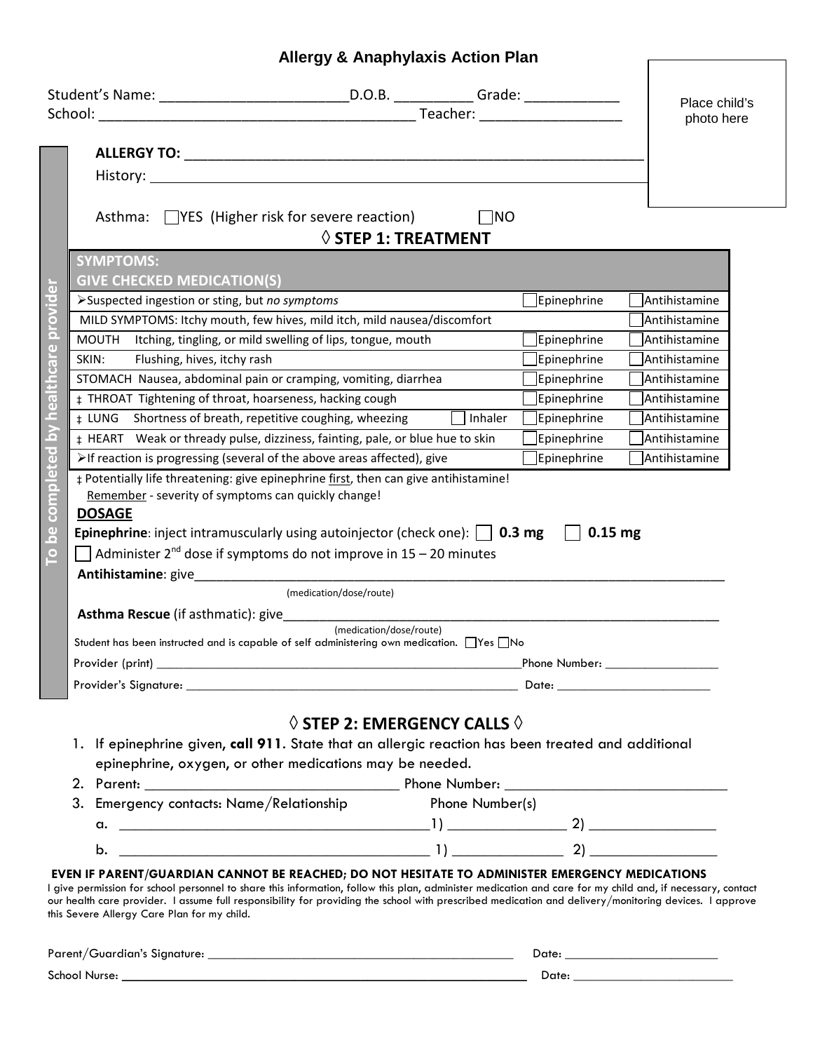# Allergy & Anaphylaxis Action Plan

Place child's photo here

Student's Name: ________________________ D.O.B. __________ Grade: ____________
School: ________________________________________ Teacher: __________________

**To be completed by healthcare provider**

**ALLERGY TO:** ____________________________________________________________

History: ____________________________________________________________

Asthma: ☐ YES (Higher risk for severe reaction) ☐ NO

## ◊ STEP 1: TREATMENT

| SYMPTOMS: GIVE CHECKED MEDICATION(S) | | |
|---|---|---|
| ➢ Suspected ingestion or sting, but *no symptoms* | ☐ Epinephrine | ☐ Antihistamine |
| MILD SYMPTOMS: Itchy mouth, few hives, mild itch, mild nausea/discomfort | | ☐ Antihistamine |
| MOUTH Itching, tingling, or mild swelling of lips, tongue, mouth | ☐ Epinephrine | ☐ Antihistamine |
| SKIN: Flushing, hives, itchy rash | ☐ Epinephrine | ☐ Antihistamine |
| STOMACH Nausea, abdominal pain or cramping, vomiting, diarrhea | ☐ Epinephrine | ☐ Antihistamine |
| ‡ THROAT Tightening of throat, hoarseness, hacking cough | ☐ Epinephrine | ☐ Antihistamine |
| ‡ LUNG Shortness of breath, repetitive coughing, wheezing ☐ Inhaler | ☐ Epinephrine | ☐ Antihistamine |
| ‡ HEART Weak or thready pulse, dizziness, fainting, pale, or blue hue to skin | ☐ Epinephrine | ☐ Antihistamine |
| ➢ If reaction is progressing (several of the above areas affected), give | ☐ Epinephrine | ☐ Antihistamine |

‡ Potentially life threatening: give epinephrine first, then can give antihistamine!
Remember - severity of symptoms can quickly change!

**DOSAGE**

**Epinephrine**: inject intramuscularly using autoinjector (check one): ☐ **0.3 mg** ☐ **0.15 mg**

☐ Administer 2nd dose if symptoms do not improve in 15 – 20 minutes

**Antihistamine**: give____________________________________________________________
(medication/dose/route)

**Asthma Rescue** (if asthmatic): give______________________________________________
(medication/dose/route)

Student has been instructed and is capable of self administering own medication. ☐ Yes ☐ No

Provider (print) ______________________________________________ Phone Number: __________________

Provider's Signature: __________________________________________ Date: ______________________

## ◊ STEP 2: EMERGENCY CALLS ◊

1. If epinephrine given, **call 911**. State that an allergic reaction has been treated and additional epinephrine, oxygen, or other medications may be needed.
2. Parent: ______________________________ Phone Number: ____________________________
3. Emergency contacts: Name/Relationship Phone Number(s)
   a. ________________________________________ 1) _______________ 2) ________________
   b. ________________________________________ 1) _______________ 2) ________________

**EVEN IF PARENT/GUARDIAN CANNOT BE REACHED; DO NOT HESITATE TO ADMINISTER EMERGENCY MEDICATIONS**

I give permission for school personnel to share this information, follow this plan, administer medication and care for my child and, if necessary, contact our health care provider. I assume full responsibility for providing the school with prescribed medication and delivery/monitoring devices. I approve this Severe Allergy Care Plan for my child.

Parent/Guardian's Signature: ____________________________________________ Date: ______________________

School Nurse: ____________________________________________ Date: ______________________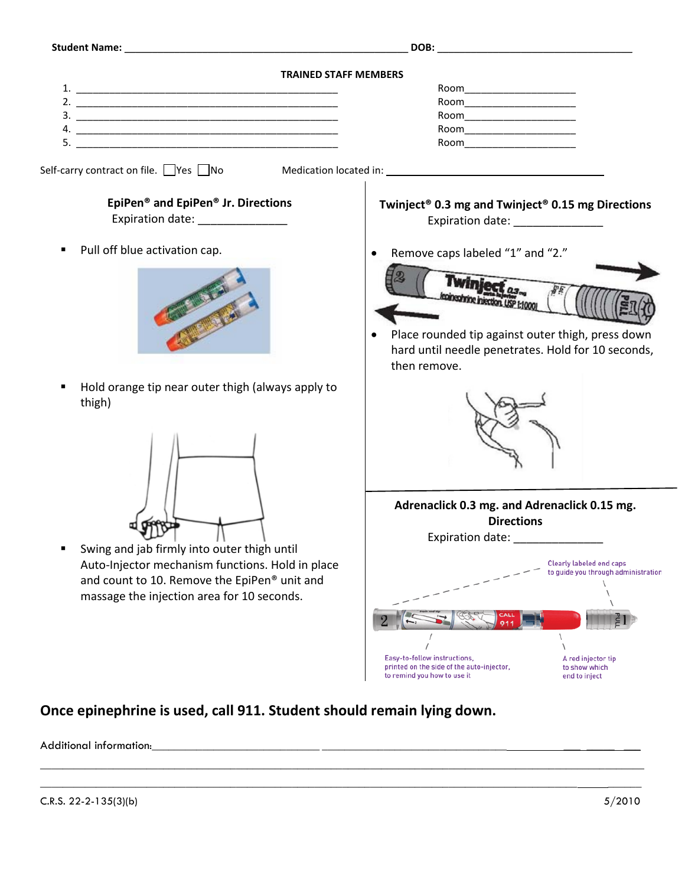**Student Name:** ______________________________ **DOB:** ______________________

**TRAINED STAFF MEMBERS**

1. ______________________________ Room________________
2. ______________________________ Room________________
3. ______________________________ Room________________
4. ______________________________ Room________________
5. ______________________________ Room________________

Self-carry contract on file. ☐ Yes ☐ No Medication located in: ______________________________

### EpiPen® and EpiPen® Jr. Directions

Expiration date: _______________

- Pull off blue activation cap.
- Hold orange tip near outer thigh (always apply to thigh)
- Swing and jab firmly into outer thigh until Auto-Injector mechanism functions. Hold in place and count to 10. Remove the EpiPen® unit and massage the injection area for 10 seconds.

### Twinject® 0.3 mg and Twinject® 0.15 mg Directions

Expiration date: _______________

- Remove caps labeled "1" and "2."
- Place rounded tip against outer thigh, press down hard until needle penetrates. Hold for 10 seconds, then remove.

### Adrenaclick 0.3 mg. and Adrenaclick 0.15 mg. Directions

Expiration date: _______________

Clearly labeled end caps to guide you through administration

Easy-to-follow instructions, printed on the side of the auto-injector, to remind you how to use it

A red injector tip to show which end to inject

**Once epinephrine is used, call 911. Student should remain lying down.**

Additional information: ______________________________________________________________

______________________________________________________________________________

______________________________________________________________________________

C.R.S. 22-2-135(3)(b) 5/2010